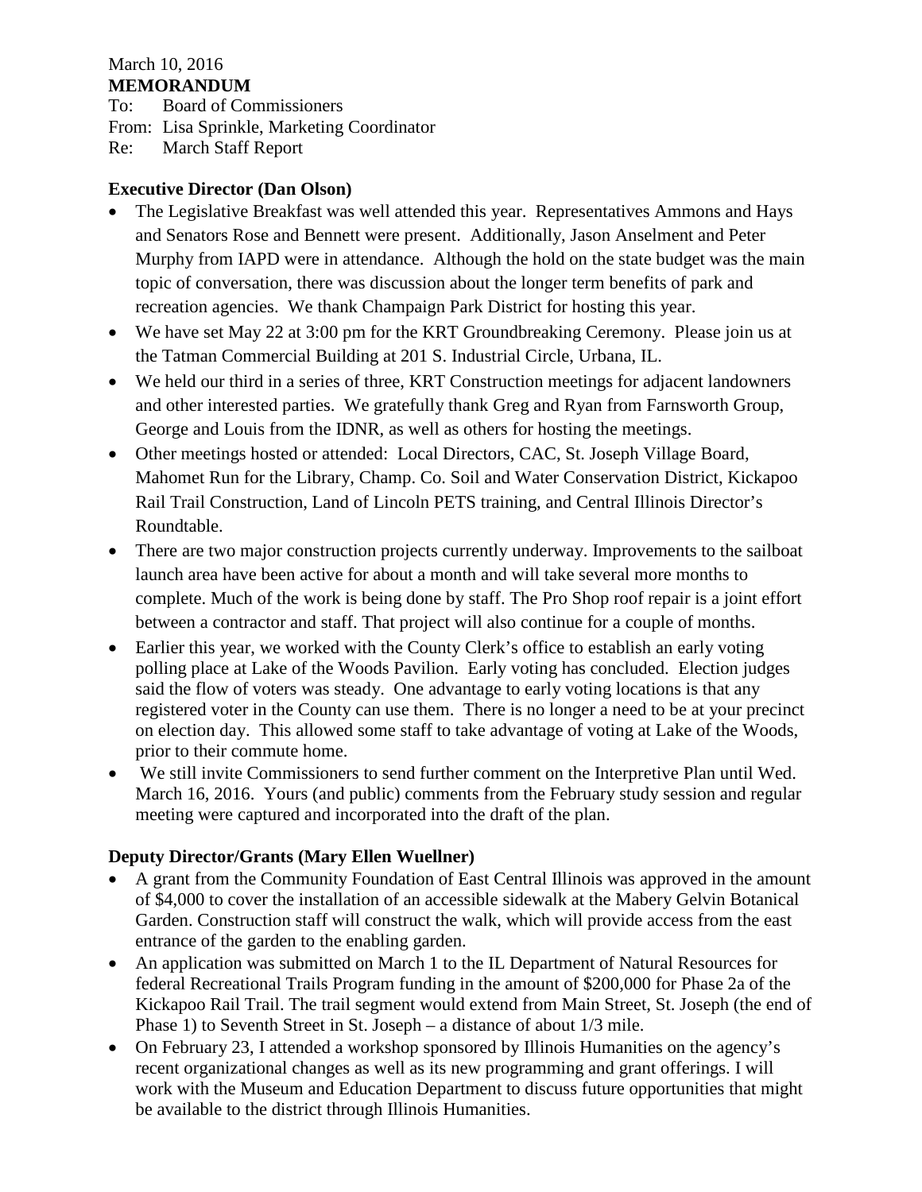March 10, 2016

**MEMORANDUM**

To: Board of Commissioners

From: Lisa Sprinkle, Marketing Coordinator

Re: March Staff Report

**Executive Director (Dan Olson)**

- The Legislative Breakfast was well attended this year. Representatives Ammons and Hays and Senators Rose and Bennett were present. Additionally, Jason Anselment and Peter Murphy from IAPD were in attendance. Although the hold on the state budget was the main topic of conversation, there was discussion about the longer term benefits of park and recreation agencies. We thank Champaign Park District for hosting this year.
- We have set May 22 at 3:00 pm for the KRT Groundbreaking Ceremony. Please join us at the Tatman Commercial Building at 201 S. Industrial Circle, Urbana, IL.
- We held our third in a series of three, KRT Construction meetings for adjacent landowners and other interested parties. We gratefully thank Greg and Ryan from Farnsworth Group, George and Louis from the IDNR, as well as others for hosting the meetings.
- Other meetings hosted or attended: Local Directors, CAC, St. Joseph Village Board, Mahomet Run for the Library, Champ. Co. Soil and Water Conservation District, Kickapoo Rail Trail Construction, Land of Lincoln PETS training, and Central Illinois Director's Roundtable.
- There are two major construction projects currently underway. Improvements to the sailboat launch area have been active for about a month and will take several more months to complete. Much of the work is being done by staff. The Pro Shop roof repair is a joint effort between a contractor and staff. That project will also continue for a couple of months.
- Earlier this year, we worked with the County Clerk's office to establish an early voting polling place at Lake of the Woods Pavilion. Early voting has concluded. Election judges said the flow of voters was steady. One advantage to early voting locations is that any registered voter in the County can use them. There is no longer a need to be at your precinct on election day. This allowed some staff to take advantage of voting at Lake of the Woods, prior to their commute home.
- We still invite Commissioners to send further comment on the Interpretive Plan until Wed. March 16, 2016. Yours (and public) comments from the February study session and regular meeting were captured and incorporated into the draft of the plan.

**Deputy Director/Grants (Mary Ellen Wuellner)**

- A grant from the Community Foundation of East Central Illinois was approved in the amount of $4,000 to cover the installation of an accessible sidewalk at the Mabery Gelvin Botanical Garden. Construction staff will construct the walk, which will provide access from the east entrance of the garden to the enabling garden.
- An application was submitted on March 1 to the IL Department of Natural Resources for federal Recreational Trails Program funding in the amount of $200,000 for Phase 2a of the Kickapoo Rail Trail. The trail segment would extend from Main Street, St. Joseph (the end of Phase 1) to Seventh Street in St. Joseph – a distance of about 1/3 mile.
- On February 23, I attended a workshop sponsored by Illinois Humanities on the agency's recent organizational changes as well as its new programming and grant offerings. I will work with the Museum and Education Department to discuss future opportunities that might be available to the district through Illinois Humanities.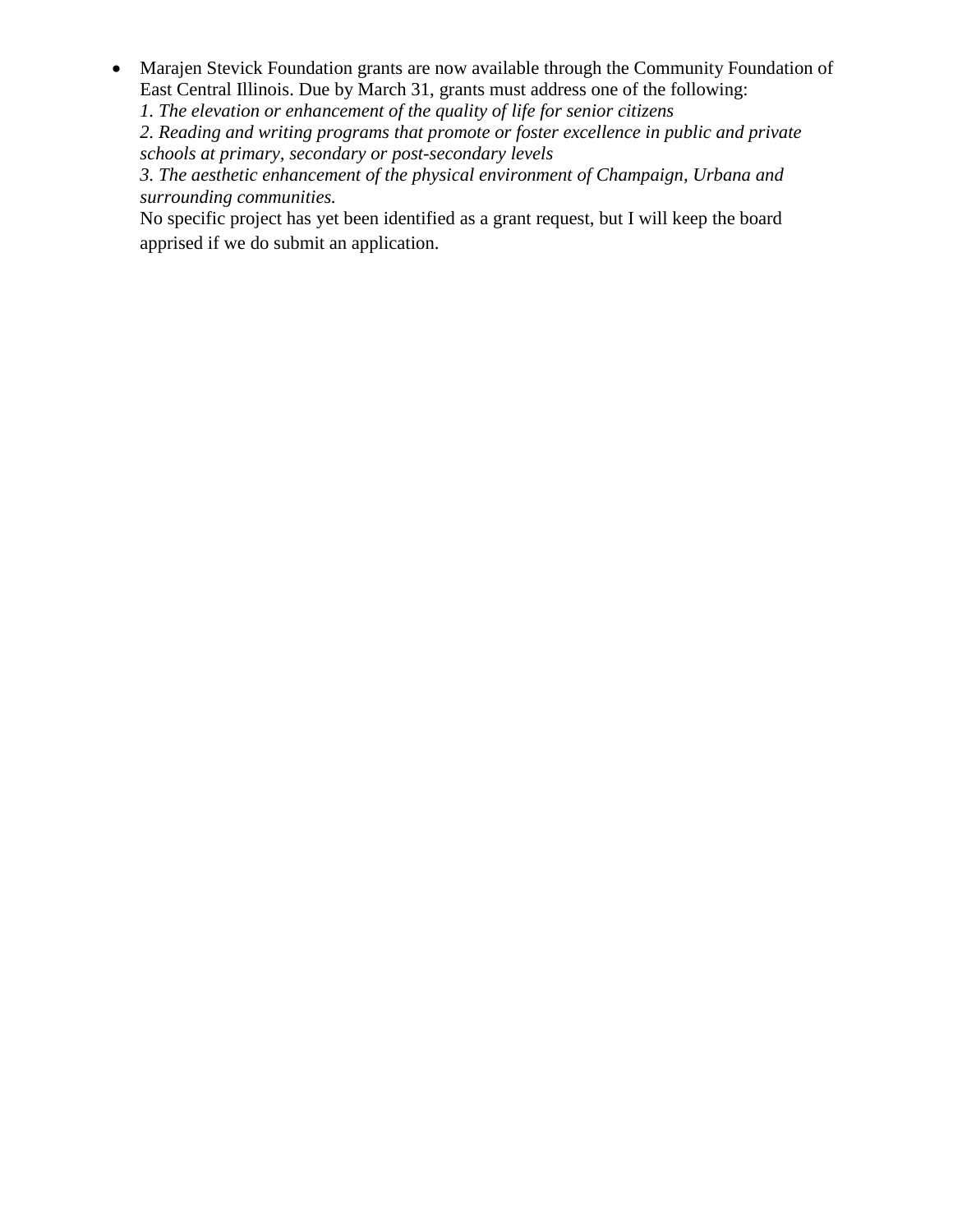- Marajen Stevick Foundation grants are now available through the Community Foundation of East Central Illinois. Due by March 31, grants must address one of the following:
  *1. The elevation or enhancement of the quality of life for senior citizens*
  *2. Reading and writing programs that promote or foster excellence in public and private schools at primary, secondary or post-secondary levels*
  *3. The aesthetic enhancement of the physical environment of Champaign, Urbana and surrounding communities.*
  No specific project has yet been identified as a grant request, but I will keep the board apprised if we do submit an application.